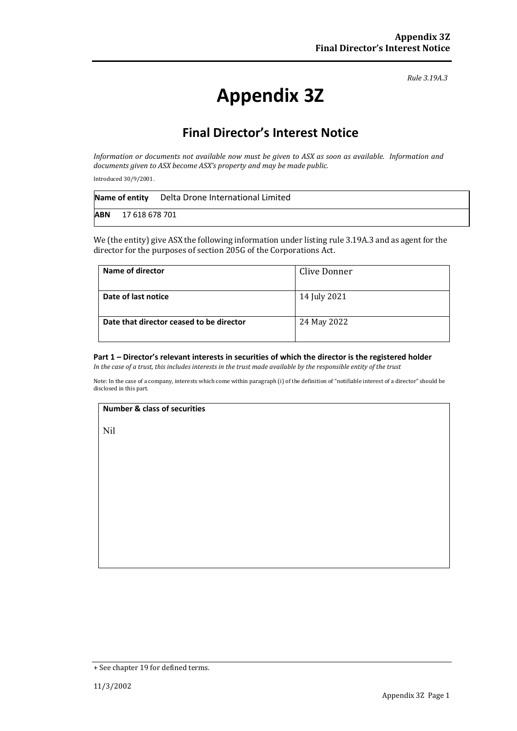*Rule 3.19A.3*

# Appendix 3Z

## Final Director's Interest Notice

*Information or documents not available now must be given to ASX as soon as available. Information and documents given to ASX become ASX's property and may be made public.*

Introduced 30/9/2001.

| **Name of entity** | Delta Drone International Limited |
|---|---|
| **ABN** | 17 618 678 701 |

We (the entity) give ASX the following information under listing rule 3.19A.3 and as agent for the director for the purposes of section 205G of the Corporations Act.

| **Name of director** | Clive Donner |
|---|---|
| **Date of last notice** | 14 July 2021 |
| **Date that director ceased to be director** | 24 May 2022 |

### Part 1 – Director's relevant interests in securities of which the director is the registered holder

*In the case of a trust, this includes interests in the trust made available by the responsible entity of the trust*

Note: In the case of a company, interests which come within paragraph (i) of the definition of "notifiable interest of a director" should be disclosed in this part.

| **Number & class of securities** |
|---|
| Nil |

+ See chapter 19 for defined terms.

11/3/2002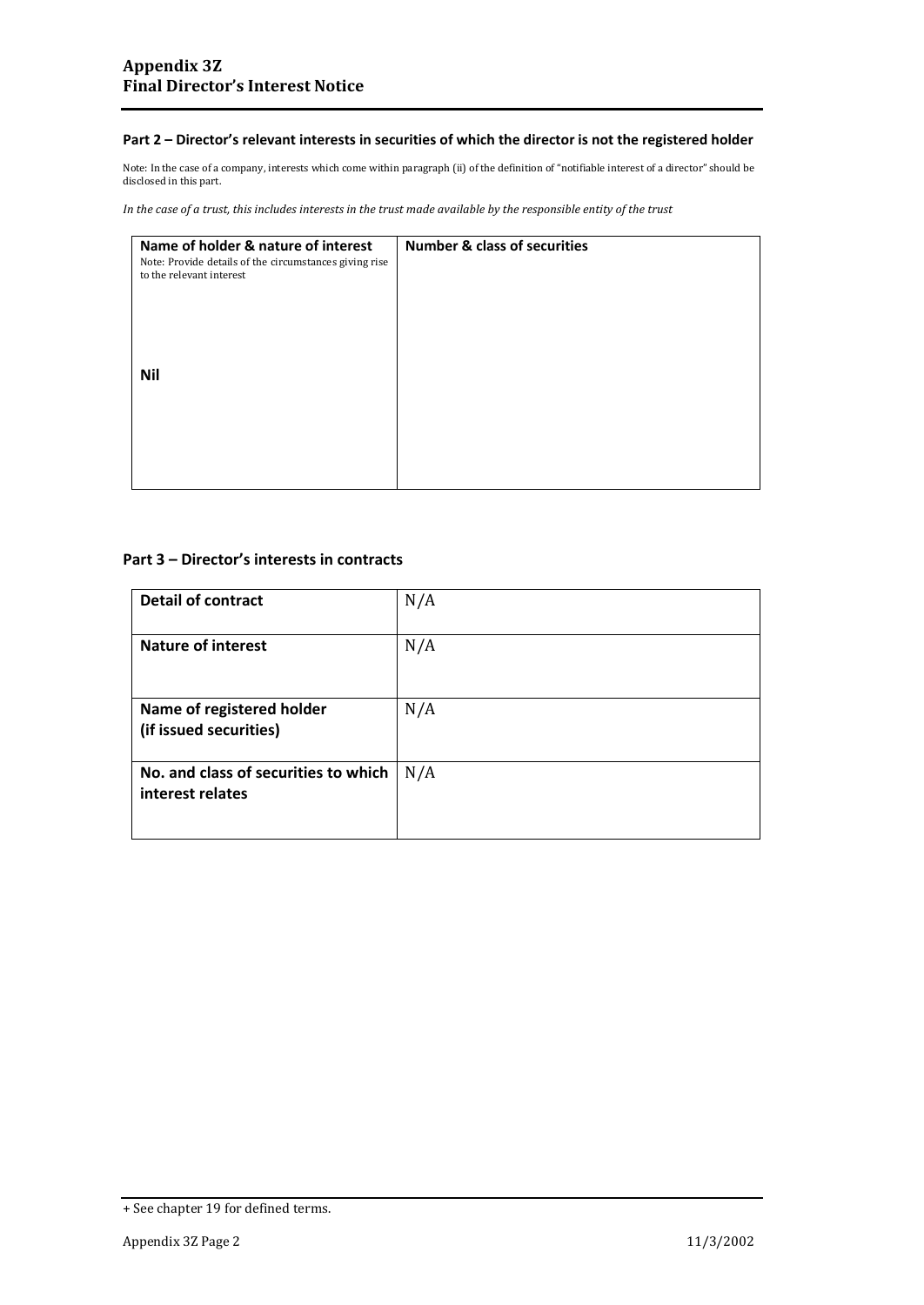## Part 2 – Director's relevant interests in securities of which the director is not the registered holder

Note: In the case of a company, interests which come within paragraph (ii) of the definition of "notifiable interest of a director" should be disclosed in this part.

*In the case of a trust, this includes interests in the trust made available by the responsible entity of the trust*

| Name of holder & nature of interest<br>Note: Provide details of the circumstances giving rise to the relevant interest | Number & class of securities |
|---|---|
| **Nil** | |

## Part 3 – Director's interests in contracts

| | |
|---|---|
| **Detail of contract** | N/A |
| **Nature of interest** | N/A |
| **Name of registered holder (if issued securities)** | N/A |
| **No. and class of securities to which interest relates** | N/A |

+ See chapter 19 for defined terms.